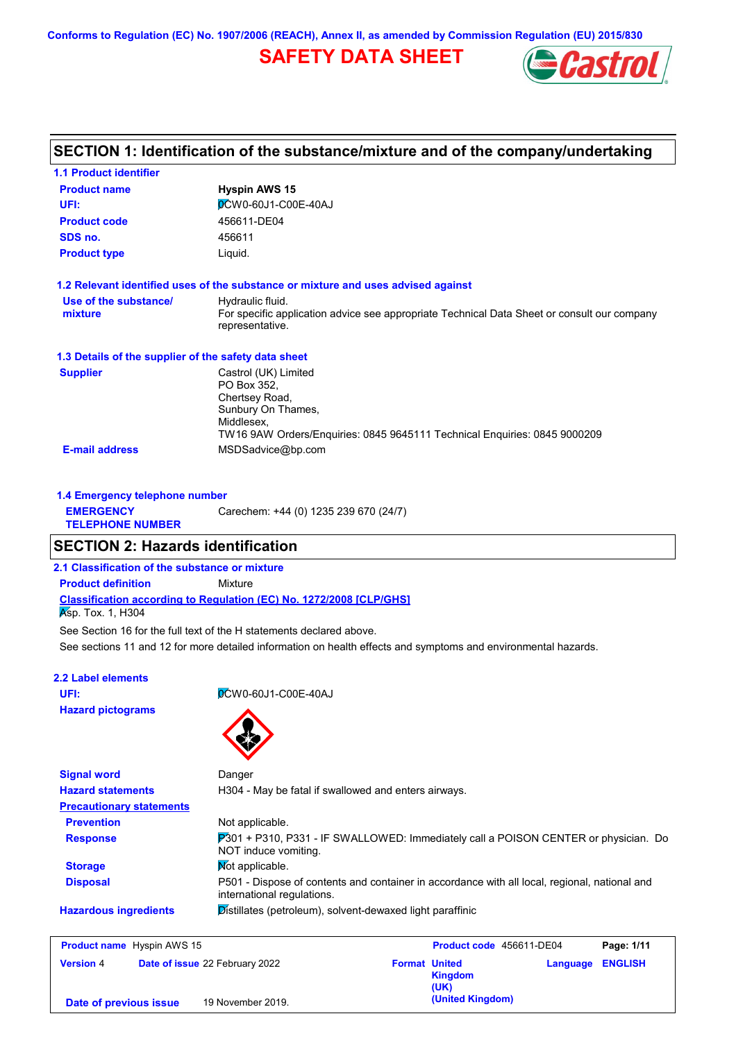Conforms to Regulation (EC) No. 1907/2006 (REACH), Annex II, as amended by Commission Regulation (EU) 2015/830

# SAFETY DATA SHEET

## SECTION 1: Identification of the substance/mixture and of the company/undertaking

### 1.1 Product identifier

| | |
|---|---|
| **Product name** | **Hyspin AWS 15** |
| **UFI:** | 0CW0-60J1-C00E-40AJ |
| **Product code** | 456611-DE04 |
| **SDS no.** | 456611 |
| **Product type** | Liquid. |

### 1.2 Relevant identified uses of the substance or mixture and uses advised against

**Use of the substance/ mixture** Hydraulic fluid.
For specific application advice see appropriate Technical Data Sheet or consult our company representative.

### 1.3 Details of the supplier of the safety data sheet

**Supplier**
Castrol (UK) Limited
PO Box 352,
Chertsey Road,
Sunbury On Thames,
Middlesex,
TW16 9AW Orders/Enquiries: 0845 9645111 Technical Enquiries: 0845 9000209

**E-mail address** MSDSadvice@bp.com

### 1.4 Emergency telephone number

**EMERGENCY TELEPHONE NUMBER** Carechem: +44 (0) 1235 239 670 (24/7)

## SECTION 2: Hazards identification

### 2.1 Classification of the substance or mixture

**Product definition** Mixture

**Classification according to Regulation (EC) No. 1272/2008 [CLP/GHS]**

Asp. Tox. 1, H304

See Section 16 for the full text of the H statements declared above.

See sections 11 and 12 for more detailed information on health effects and symptoms and environmental hazards.

### 2.2 Label elements

**UFI:** 0CW0-60J1-C00E-40AJ

**Hazard pictograms**

**Signal word** Danger

**Hazard statements** H304 - May be fatal if swallowed and enters airways.

**Precautionary statements**

**Prevention** Not applicable.

**Response** P301 + P310, P331 - IF SWALLOWED: Immediately call a POISON CENTER or physician. Do NOT induce vomiting.

**Storage** Not applicable.

**Disposal** P501 - Dispose of contents and container in accordance with all local, regional, national and international regulations.

**Hazardous ingredients** Distillates (petroleum), solvent-dewaxed light paraffinic

| | | | |
|---|---|---|---|
| **Product name** Hyspin AWS 15 | | **Product code** 456611-DE04 | |
| **Version** 4 | **Date of issue** 22 February 2022 | **Format** United Kingdom (UK) (United Kingdom) | **Language** ENGLISH |
| **Date of previous issue** | 19 November 2019. | | |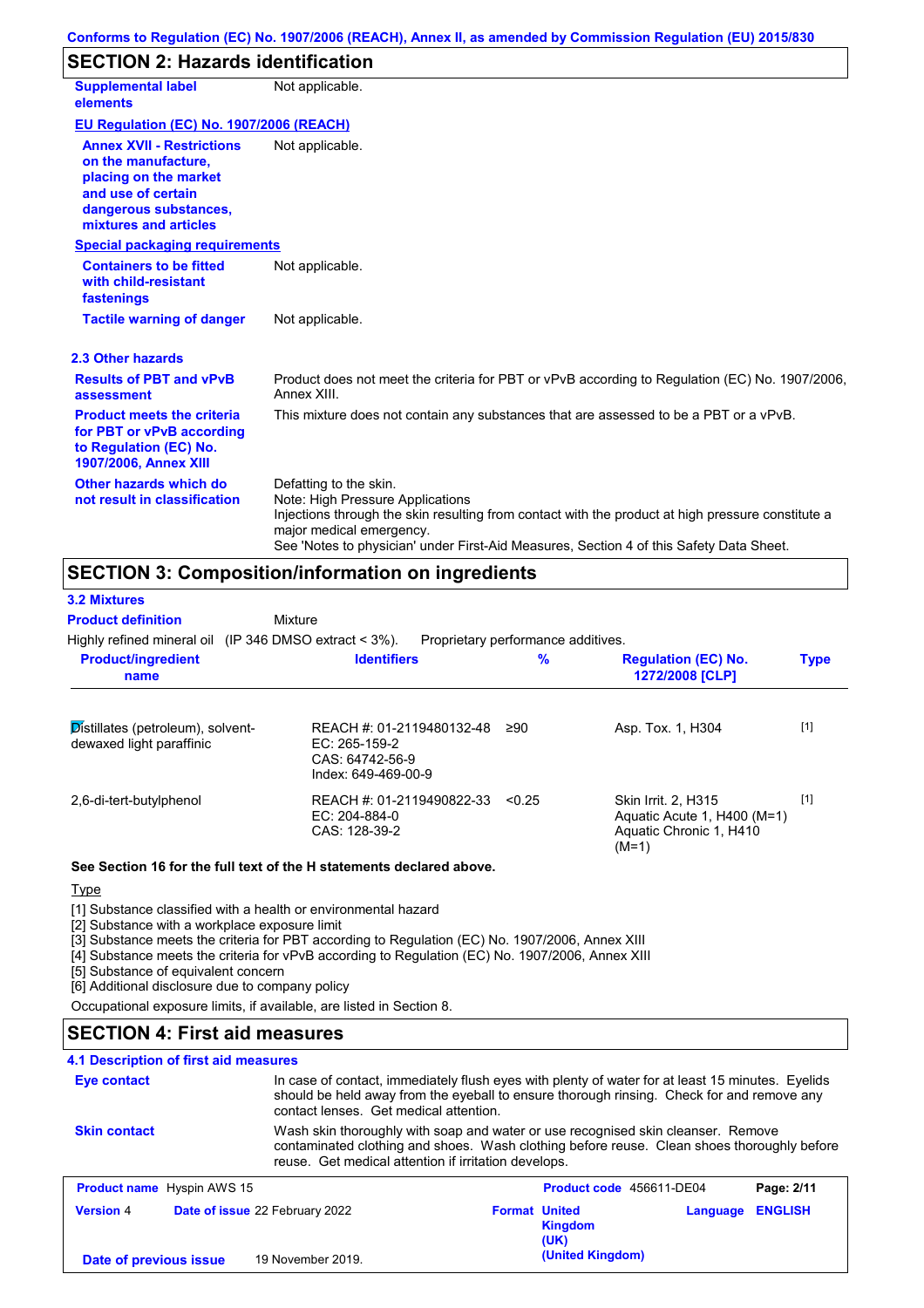## SECTION 2: Hazards identification

| | |
|---|---|
| **Supplemental label elements** | Not applicable. |

**EU Regulation (EC) No. 1907/2006 (REACH)**

| | |
|---|---|
| **Annex XVII - Restrictions on the manufacture, placing on the market and use of certain dangerous substances, mixtures and articles** | Not applicable. |

**Special packaging requirements**

| | |
|---|---|
| **Containers to be fitted with child-resistant fastenings** | Not applicable. |
| **Tactile warning of danger** | Not applicable. |

### 2.3 Other hazards

| | |
|---|---|
| **Results of PBT and vPvB assessment** | Product does not meet the criteria for PBT or vPvB according to Regulation (EC) No. 1907/2006, Annex XIII. |
| **Product meets the criteria for PBT or vPvB according to Regulation (EC) No. 1907/2006, Annex XIII** | This mixture does not contain any substances that are assessed to be a PBT or a vPvB. |
| **Other hazards which do not result in classification** | Defatting to the skin.<br>Note: High Pressure Applications<br>Injections through the skin resulting from contact with the product at high pressure constitute a major medical emergency.<br>See 'Notes to physician' under First-Aid Measures, Section 4 of this Safety Data Sheet. |

## SECTION 3: Composition/information on ingredients

### 3.2 Mixtures

**Product definition** Mixture

Highly refined mineral oil (IP 346 DMSO extract < 3%). Proprietary performance additives.

| Product/ingredient name | Identifiers | % | Regulation (EC) No. 1272/2008 [CLP] | Type |
|---|---|---|---|---|
| Distillates (petroleum), solvent-dewaxed light paraffinic | REACH #: 01-2119480132-48<br>EC: 265-159-2<br>CAS: 64742-56-9<br>Index: 649-469-00-9 | ≥90 | Asp. Tox. 1, H304 | [1] |
| 2,6-di-tert-butylphenol | REACH #: 01-2119490822-33<br>EC: 204-884-0<br>CAS: 128-39-2 | <0.25 | Skin Irrit. 2, H315<br>Aquatic Acute 1, H400 (M=1)<br>Aquatic Chronic 1, H410 (M=1) | [1] |

**See Section 16 for the full text of the H statements declared above.**

Type

[1] Substance classified with a health or environmental hazard
[2] Substance with a workplace exposure limit
[3] Substance meets the criteria for PBT according to Regulation (EC) No. 1907/2006, Annex XIII
[4] Substance meets the criteria for vPvB according to Regulation (EC) No. 1907/2006, Annex XIII
[5] Substance of equivalent concern
[6] Additional disclosure due to company policy

Occupational exposure limits, if available, are listed in Section 8.

## SECTION 4: First aid measures

### 4.1 Description of first aid measures

| | |
|---|---|
| **Eye contact** | In case of contact, immediately flush eyes with plenty of water for at least 15 minutes. Eyelids should be held away from the eyeball to ensure thorough rinsing. Check for and remove any contact lenses. Get medical attention. |
| **Skin contact** | Wash skin thoroughly with soap and water or use recognised skin cleanser. Remove contaminated clothing and shoes. Wash clothing before reuse. Clean shoes thoroughly before reuse. Get medical attention if irritation develops. |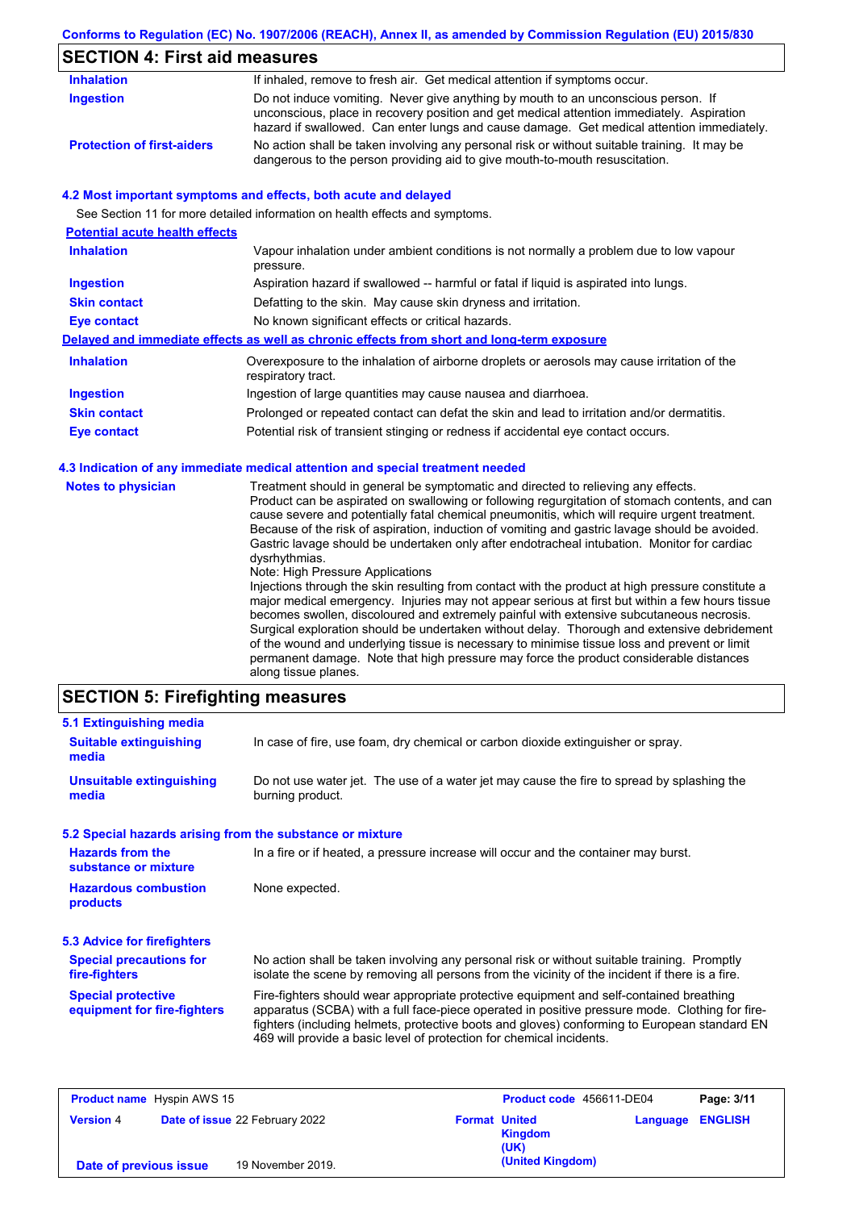## SECTION 4: First aid measures

| | |
|---|---|
| **Inhalation** | If inhaled, remove to fresh air. Get medical attention if symptoms occur. |
| **Ingestion** | Do not induce vomiting. Never give anything by mouth to an unconscious person. If unconscious, place in recovery position and get medical attention immediately. Aspiration hazard if swallowed. Can enter lungs and cause damage. Get medical attention immediately. |
| **Protection of first-aiders** | No action shall be taken involving any personal risk or without suitable training. It may be dangerous to the person providing aid to give mouth-to-mouth resuscitation. |

### 4.2 Most important symptoms and effects, both acute and delayed

See Section 11 for more detailed information on health effects and symptoms.

**Potential acute health effects**

| | |
|---|---|
| **Inhalation** | Vapour inhalation under ambient conditions is not normally a problem due to low vapour pressure. |
| **Ingestion** | Aspiration hazard if swallowed -- harmful or fatal if liquid is aspirated into lungs. |
| **Skin contact** | Defatting to the skin. May cause skin dryness and irritation. |
| **Eye contact** | No known significant effects or critical hazards. |

**Delayed and immediate effects as well as chronic effects from short and long-term exposure**

| | |
|---|---|
| **Inhalation** | Overexposure to the inhalation of airborne droplets or aerosols may cause irritation of the respiratory tract. |
| **Ingestion** | Ingestion of large quantities may cause nausea and diarrhoea. |
| **Skin contact** | Prolonged or repeated contact can defat the skin and lead to irritation and/or dermatitis. |
| **Eye contact** | Potential risk of transient stinging or redness if accidental eye contact occurs. |

### 4.3 Indication of any immediate medical attention and special treatment needed

**Notes to physician**

Treatment should in general be symptomatic and directed to relieving any effects. Product can be aspirated on swallowing or following regurgitation of stomach contents, and can cause severe and potentially fatal chemical pneumonitis, which will require urgent treatment. Because of the risk of aspiration, induction of vomiting and gastric lavage should be avoided. Gastric lavage should be undertaken only after endotracheal intubation. Monitor for cardiac dysrhythmias.

Note: High Pressure Applications

Injections through the skin resulting from contact with the product at high pressure constitute a major medical emergency. Injuries may not appear serious at first but within a few hours tissue becomes swollen, discoloured and extremely painful with extensive subcutaneous necrosis. Surgical exploration should be undertaken without delay. Thorough and extensive debridement of the wound and underlying tissue is necessary to minimise tissue loss and prevent or limit permanent damage. Note that high pressure may force the product considerable distances along tissue planes.

## SECTION 5: Firefighting measures

### 5.1 Extinguishing media

| | |
|---|---|
| **Suitable extinguishing media** | In case of fire, use foam, dry chemical or carbon dioxide extinguisher or spray. |
| **Unsuitable extinguishing media** | Do not use water jet. The use of a water jet may cause the fire to spread by splashing the burning product. |

### 5.2 Special hazards arising from the substance or mixture

| | |
|---|---|
| **Hazards from the substance or mixture** | In a fire or if heated, a pressure increase will occur and the container may burst. |
| **Hazardous combustion products** | None expected. |

### 5.3 Advice for firefighters

| | |
|---|---|
| **Special precautions for fire-fighters** | No action shall be taken involving any personal risk or without suitable training. Promptly isolate the scene by removing all persons from the vicinity of the incident if there is a fire. |
| **Special protective equipment for fire-fighters** | Fire-fighters should wear appropriate protective equipment and self-contained breathing apparatus (SCBA) with a full face-piece operated in positive pressure mode. Clothing for fire-fighters (including helmets, protective boots and gloves) conforming to European standard EN 469 will provide a basic level of protection for chemical incidents. |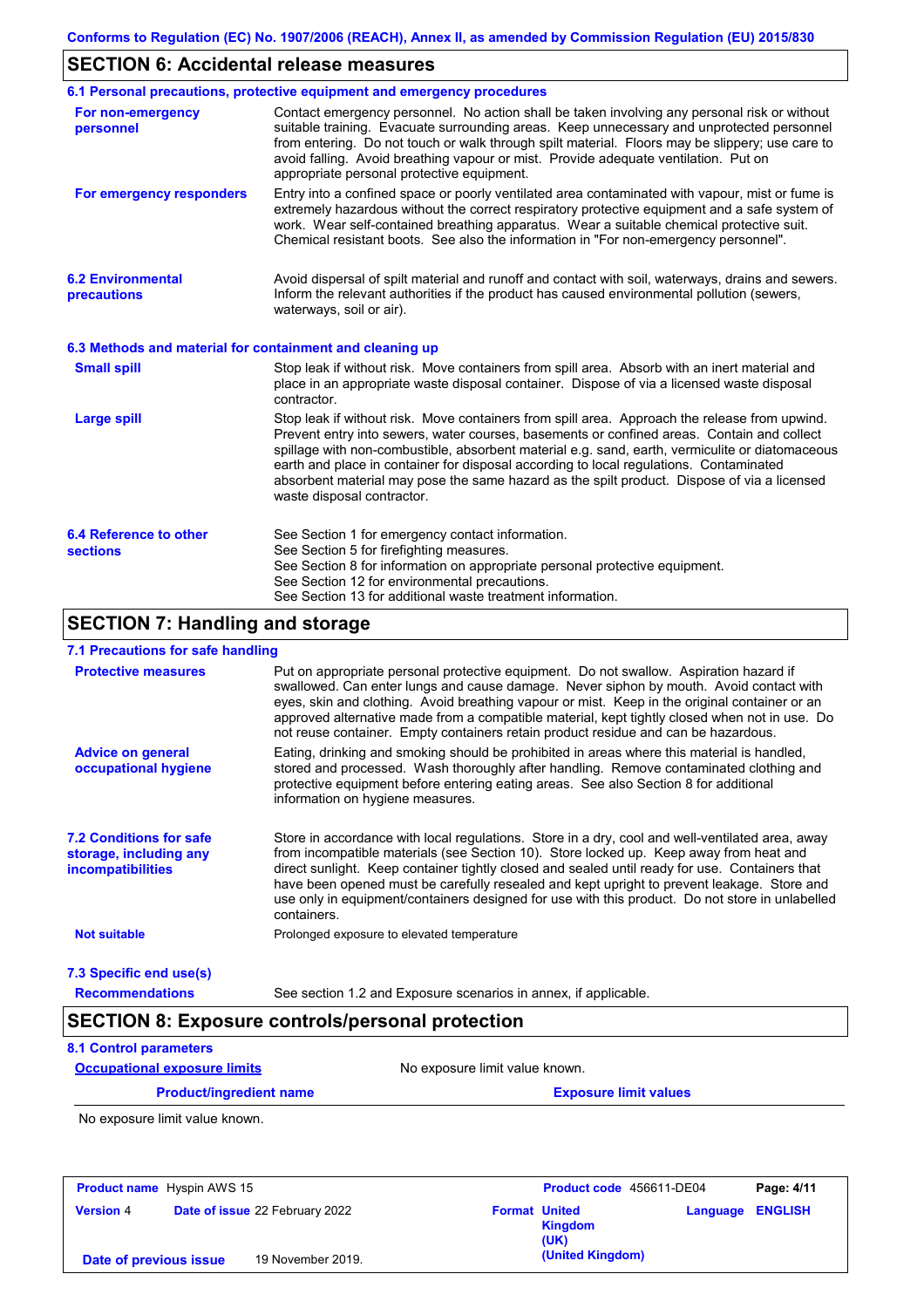## SECTION 6: Accidental release measures

### 6.1 Personal precautions, protective equipment and emergency procedures

**For non-emergency personnel**

Contact emergency personnel. No action shall be taken involving any personal risk or without suitable training. Evacuate surrounding areas. Keep unnecessary and unprotected personnel from entering. Do not touch or walk through spilt material. Floors may be slippery; use care to avoid falling. Avoid breathing vapour or mist. Provide adequate ventilation. Put on appropriate personal protective equipment.

**For emergency responders**

Entry into a confined space or poorly ventilated area contaminated with vapour, mist or fume is extremely hazardous without the correct respiratory protective equipment and a safe system of work. Wear self-contained breathing apparatus. Wear a suitable chemical protective suit. Chemical resistant boots. See also the information in "For non-emergency personnel".

### 6.2 Environmental precautions

Avoid dispersal of spilt material and runoff and contact with soil, waterways, drains and sewers. Inform the relevant authorities if the product has caused environmental pollution (sewers, waterways, soil or air).

### 6.3 Methods and material for containment and cleaning up

**Small spill**

Stop leak if without risk. Move containers from spill area. Absorb with an inert material and place in an appropriate waste disposal container. Dispose of via a licensed waste disposal contractor.

**Large spill**

Stop leak if without risk. Move containers from spill area. Approach the release from upwind. Prevent entry into sewers, water courses, basements or confined areas. Contain and collect spillage with non-combustible, absorbent material e.g. sand, earth, vermiculite or diatomaceous earth and place in container for disposal according to local regulations. Contaminated absorbent material may pose the same hazard as the spilt product. Dispose of via a licensed waste disposal contractor.

### 6.4 Reference to other sections

See Section 1 for emergency contact information.
See Section 5 for firefighting measures.
See Section 8 for information on appropriate personal protective equipment.
See Section 12 for environmental precautions.
See Section 13 for additional waste treatment information.

## SECTION 7: Handling and storage

### 7.1 Precautions for safe handling

**Protective measures**

Put on appropriate personal protective equipment. Do not swallow. Aspiration hazard if swallowed. Can enter lungs and cause damage. Never siphon by mouth. Avoid contact with eyes, skin and clothing. Avoid breathing vapour or mist. Keep in the original container or an approved alternative made from a compatible material, kept tightly closed when not in use. Do not reuse container. Empty containers retain product residue and can be hazardous.

**Advice on general occupational hygiene**

Eating, drinking and smoking should be prohibited in areas where this material is handled, stored and processed. Wash thoroughly after handling. Remove contaminated clothing and protective equipment before entering eating areas. See also Section 8 for additional information on hygiene measures.

### 7.2 Conditions for safe storage, including any incompatibilities

Store in accordance with local regulations. Store in a dry, cool and well-ventilated area, away from incompatible materials (see Section 10). Store locked up. Keep away from heat and direct sunlight. Keep container tightly closed and sealed until ready for use. Containers that have been opened must be carefully resealed and kept upright to prevent leakage. Store and use only in equipment/containers designed for use with this product. Do not store in unlabelled containers.

**Not suitable**

Prolonged exposure to elevated temperature

### 7.3 Specific end use(s)

**Recommendations**

See section 1.2 and Exposure scenarios in annex, if applicable.

## SECTION 8: Exposure controls/personal protection

### 8.1 Control parameters

**Occupational exposure limits**

No exposure limit value known.

| Product/ingredient name | Exposure limit values |
|---|---|
| No exposure limit value known. | |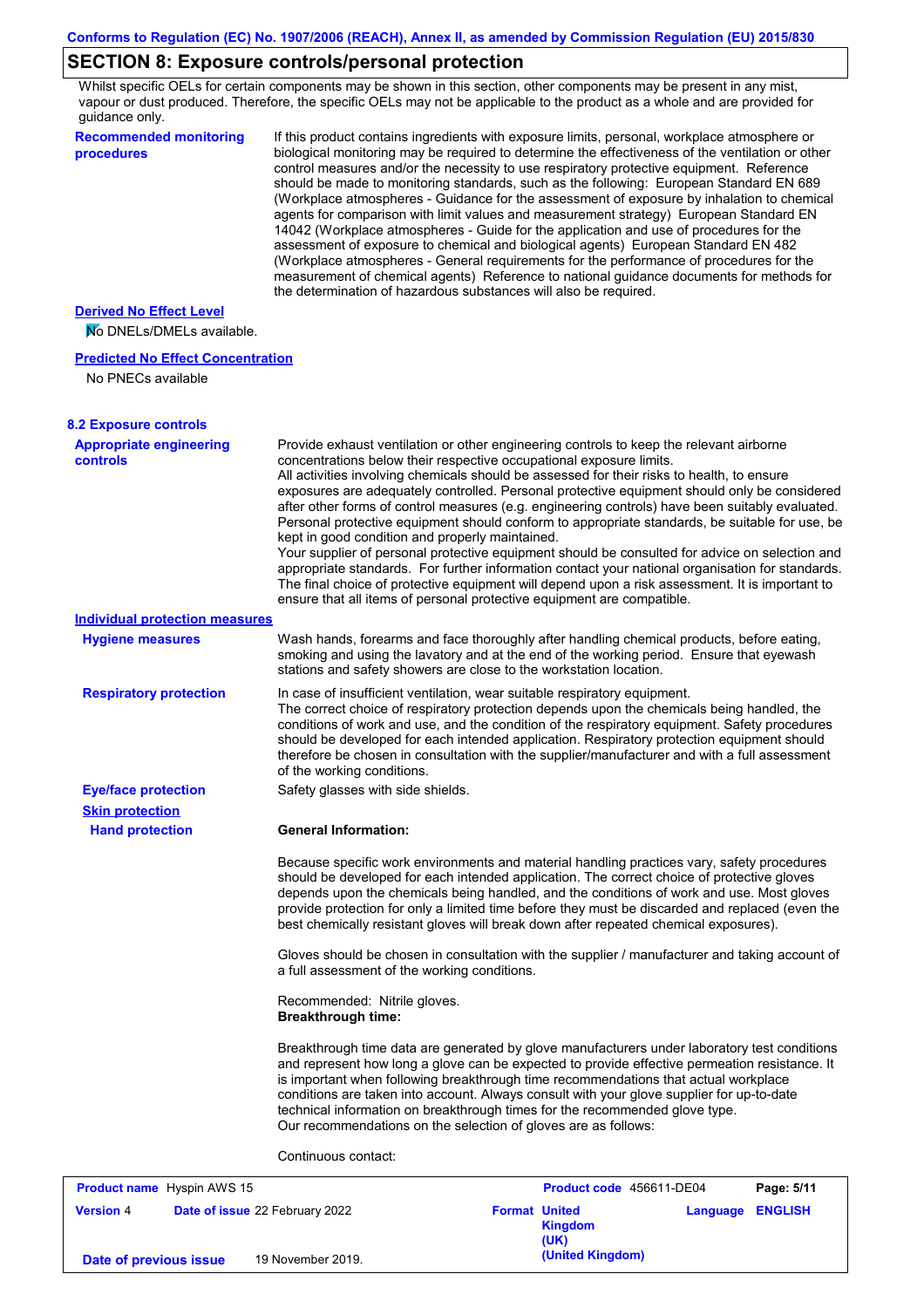## SECTION 8: Exposure controls/personal protection

Whilst specific OELs for certain components may be shown in this section, other components may be present in any mist, vapour or dust produced. Therefore, the specific OELs may not be applicable to the product as a whole and are provided for guidance only.

**Recommended monitoring procedures**

If this product contains ingredients with exposure limits, personal, workplace atmosphere or biological monitoring may be required to determine the effectiveness of the ventilation or other control measures and/or the necessity to use respiratory protective equipment. Reference should be made to monitoring standards, such as the following: European Standard EN 689 (Workplace atmospheres - Guidance for the assessment of exposure by inhalation to chemical agents for comparison with limit values and measurement strategy) European Standard EN 14042 (Workplace atmospheres - Guide for the application and use of procedures for the assessment of exposure to chemical and biological agents) European Standard EN 482 (Workplace atmospheres - General requirements for the performance of procedures for the measurement of chemical agents) Reference to national guidance documents for methods for the determination of hazardous substances will also be required.

**Derived No Effect Level**

No DNELs/DMELs available.

**Predicted No Effect Concentration**

No PNECs available

### 8.2 Exposure controls

**Appropriate engineering controls**

Provide exhaust ventilation or other engineering controls to keep the relevant airborne concentrations below their respective occupational exposure limits.
All activities involving chemicals should be assessed for their risks to health, to ensure exposures are adequately controlled. Personal protective equipment should only be considered after other forms of control measures (e.g. engineering controls) have been suitably evaluated. Personal protective equipment should conform to appropriate standards, be suitable for use, be kept in good condition and properly maintained.
Your supplier of personal protective equipment should be consulted for advice on selection and appropriate standards. For further information contact your national organisation for standards. The final choice of protective equipment will depend upon a risk assessment. It is important to ensure that all items of personal protective equipment are compatible.

**Individual protection measures**

**Hygiene measures**

Wash hands, forearms and face thoroughly after handling chemical products, before eating, smoking and using the lavatory and at the end of the working period. Ensure that eyewash stations and safety showers are close to the workstation location.

**Respiratory protection**

In case of insufficient ventilation, wear suitable respiratory equipment.
The correct choice of respiratory protection depends upon the chemicals being handled, the conditions of work and use, and the condition of the respiratory equipment. Safety procedures should be developed for each intended application. Respiratory protection equipment should therefore be chosen in consultation with the supplier/manufacturer and with a full assessment of the working conditions.

**Eye/face protection**

Safety glasses with side shields.

**Skin protection**

**Hand protection**

**General Information:**

Because specific work environments and material handling practices vary, safety procedures should be developed for each intended application. The correct choice of protective gloves depends upon the chemicals being handled, and the conditions of work and use. Most gloves provide protection for only a limited time before they must be discarded and replaced (even the best chemically resistant gloves will break down after repeated chemical exposures).

Gloves should be chosen in consultation with the supplier / manufacturer and taking account of a full assessment of the working conditions.

Recommended: Nitrile gloves.
**Breakthrough time:**

Breakthrough time data are generated by glove manufacturers under laboratory test conditions and represent how long a glove can be expected to provide effective permeation resistance. It is important when following breakthrough time recommendations that actual workplace conditions are taken into account. Always consult with your glove supplier for up-to-date technical information on breakthrough times for the recommended glove type.
Our recommendations on the selection of gloves are as follows:

Continuous contact:

| **Product name** Hyspin AWS 15 | | **Product code** 456611-DE04 | **Page:** 5/11 |
|---|---|---|---|
| **Version** 4 | **Date of issue** 22 February 2022 | **Format** United Kingdom (UK) (United Kingdom) | **Language** ENGLISH |
| **Date of previous issue** | 19 November 2019. | | |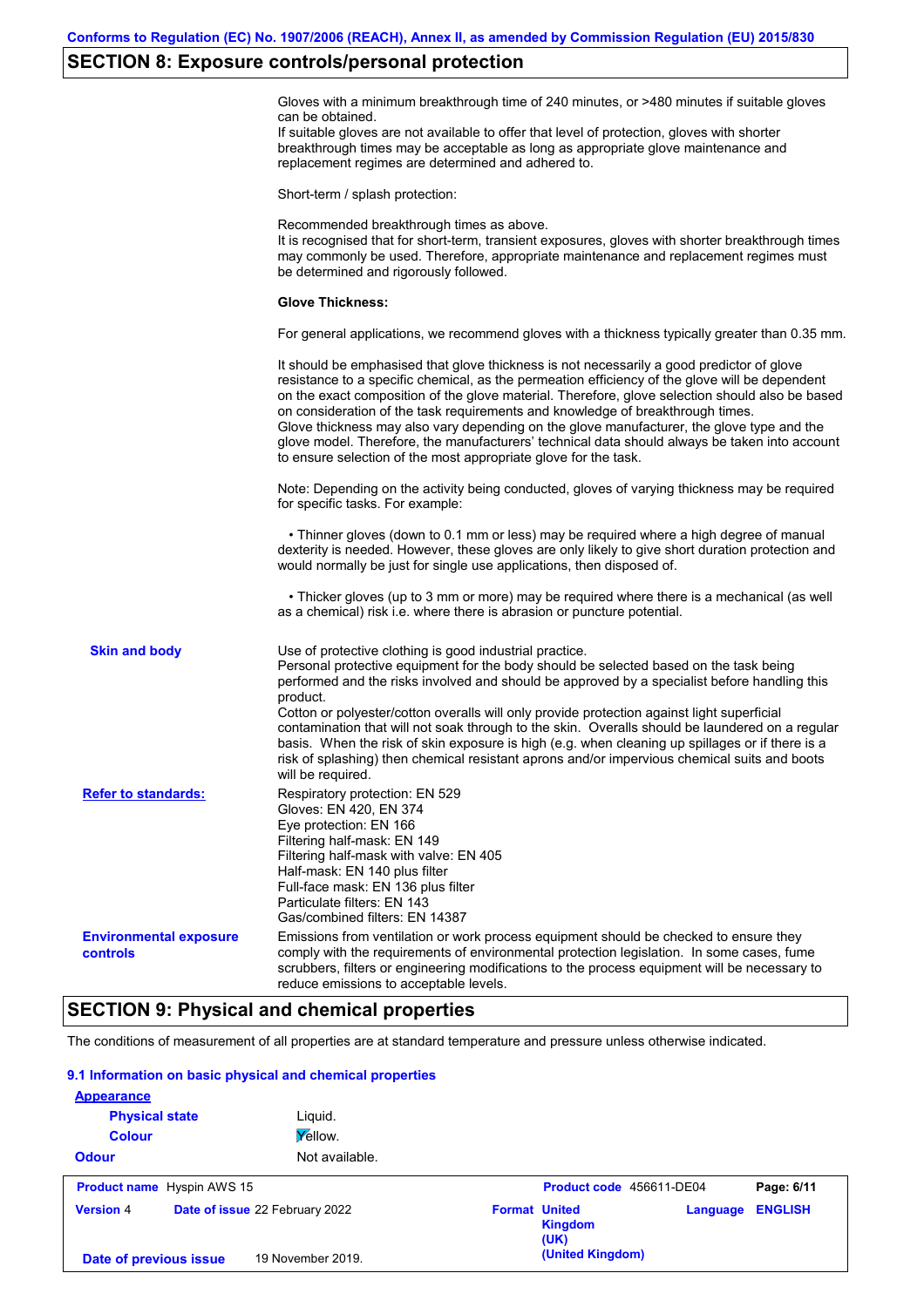Conforms to Regulation (EC) No. 1907/2006 (REACH), Annex II, as amended by Commission Regulation (EU) 2015/830

## SECTION 8: Exposure controls/personal protection

Gloves with a minimum breakthrough time of 240 minutes, or >480 minutes if suitable gloves can be obtained.
If suitable gloves are not available to offer that level of protection, gloves with shorter breakthrough times may be acceptable as long as appropriate glove maintenance and replacement regimes are determined and adhered to.

Short-term / splash protection:

Recommended breakthrough times as above.
It is recognised that for short-term, transient exposures, gloves with shorter breakthrough times may commonly be used. Therefore, appropriate maintenance and replacement regimes must be determined and rigorously followed.

**Glove Thickness:**

For general applications, we recommend gloves with a thickness typically greater than 0.35 mm.

It should be emphasised that glove thickness is not necessarily a good predictor of glove resistance to a specific chemical, as the permeation efficiency of the glove will be dependent on the exact composition of the glove material. Therefore, glove selection should also be based on consideration of the task requirements and knowledge of breakthrough times.
Glove thickness may also vary depending on the glove manufacturer, the glove type and the glove model. Therefore, the manufacturers' technical data should always be taken into account to ensure selection of the most appropriate glove for the task.

Note: Depending on the activity being conducted, gloves of varying thickness may be required for specific tasks. For example:

- Thinner gloves (down to 0.1 mm or less) may be required where a high degree of manual dexterity is needed. However, these gloves are only likely to give short duration protection and would normally be just for single use applications, then disposed of.

- Thicker gloves (up to 3 mm or more) may be required where there is a mechanical (as well as a chemical) risk i.e. where there is abrasion or puncture potential.

**Skin and body**

Use of protective clothing is good industrial practice.
Personal protective equipment for the body should be selected based on the task being performed and the risks involved and should be approved by a specialist before handling this product.
Cotton or polyester/cotton overalls will only provide protection against light superficial contamination that will not soak through to the skin. Overalls should be laundered on a regular basis. When the risk of skin exposure is high (e.g. when cleaning up spillages or if there is a risk of splashing) then chemical resistant aprons and/or impervious chemical suits and boots will be required.

**Refer to standards:**

Respiratory protection: EN 529
Gloves: EN 420, EN 374
Eye protection: EN 166
Filtering half-mask: EN 149
Filtering half-mask with valve: EN 405
Half-mask: EN 140 plus filter
Full-face mask: EN 136 plus filter
Particulate filters: EN 143
Gas/combined filters: EN 14387

**Environmental exposure controls**

Emissions from ventilation or work process equipment should be checked to ensure they comply with the requirements of environmental protection legislation. In some cases, fume scrubbers, filters or engineering modifications to the process equipment will be necessary to reduce emissions to acceptable levels.

## SECTION 9: Physical and chemical properties

The conditions of measurement of all properties are at standard temperature and pressure unless otherwise indicated.

### 9.1 Information on basic physical and chemical properties

**Appearance**

| | |
|---|---|
| **Physical state** | Liquid. |
| **Colour** | Yellow. |
| **Odour** | Not available. |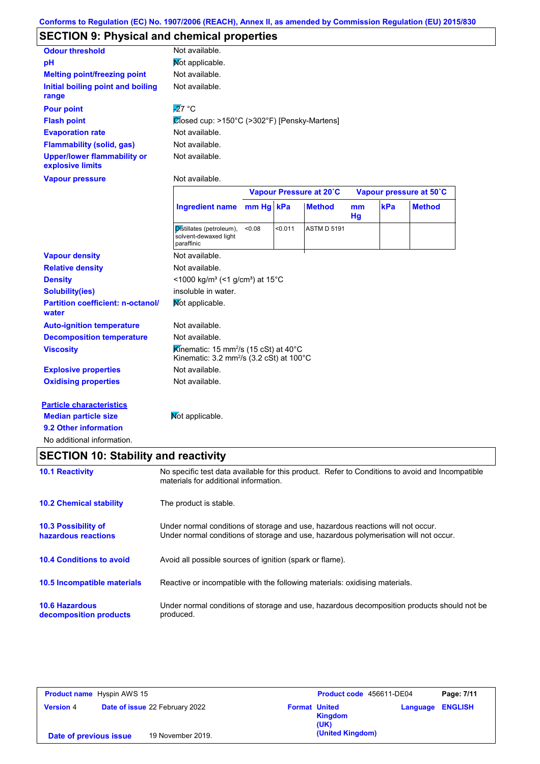Conforms to Regulation (EC) No. 1907/2006 (REACH), Annex II, as amended by Commission Regulation (EU) 2015/830

## SECTION 9: Physical and chemical properties

**Odour threshold** Not available.

**pH** Not applicable.

**Melting point/freezing point** Not available.

**Initial boiling point and boiling range** Not available.

**Pour point** -27 °C

**Flash point** Closed cup: >150°C (>302°F) [Pensky-Martens]

**Evaporation rate** Not available.

**Flammability (solid, gas)** Not available.

**Upper/lower flammability or explosive limits** Not available.

**Vapour pressure** Not available.

| | Vapour Pressure at 20˚C | | | Vapour pressure at 50˚C | | |
|---|---|---|---|---|---|---|
| **Ingredient name** | **mm Hg** | **kPa** | **Method** | **mm Hg** | **kPa** | **Method** |
| Distillates (petroleum), solvent-dewaxed light paraffinic | <0.08 | <0.011 | ASTM D 5191 | | | |

**Vapour density** Not available.

**Relative density** Not available.

**Density** <1000 kg/m³ (<1 g/cm³) at 15°C

**Solubility(ies)** insoluble in water.

**Partition coefficient: n-octanol/water** Not applicable.

**Auto-ignition temperature** Not available.

**Decomposition temperature** Not available.

**Viscosity** Kinematic: 15 mm²/s (15 cSt) at 40°C
Kinematic: 3.2 mm²/s (3.2 cSt) at 100°C

**Explosive properties** Not available.

**Oxidising properties** Not available.

**Particle characteristics**

**Median particle size** Not applicable.

**9.2 Other information**

No additional information.

## SECTION 10: Stability and reactivity

**10.1 Reactivity** No specific test data available for this product. Refer to Conditions to avoid and Incompatible materials for additional information.

**10.2 Chemical stability** The product is stable.

**10.3 Possibility of hazardous reactions** Under normal conditions of storage and use, hazardous reactions will not occur.
Under normal conditions of storage and use, hazardous polymerisation will not occur.

**10.4 Conditions to avoid** Avoid all possible sources of ignition (spark or flame).

**10.5 Incompatible materials** Reactive or incompatible with the following materials: oxidising materials.

**10.6 Hazardous decomposition products** Under normal conditions of storage and use, hazardous decomposition products should not be produced.

| **Product name** Hyspin AWS 15 | | **Product code** 456611-DE04 | | **Page: 7/11** |
|---|---|---|---|---|
| **Version** 4 | **Date of issue** 22 February 2022 | **Format** United Kingdom (UK) (United Kingdom) | **Language** | **ENGLISH** |
| **Date of previous issue** | 19 November 2019. | | | |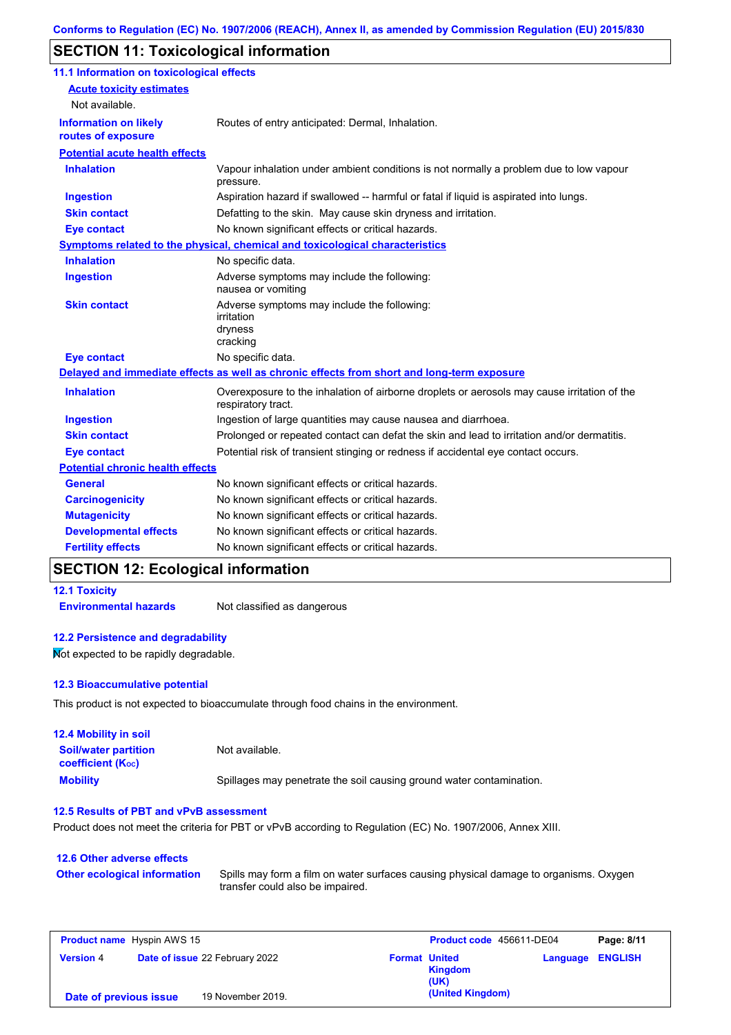## SECTION 11: Toxicological information

### 11.1 Information on toxicological effects

**Acute toxicity estimates**

Not available.

| | |
|---|---|
| **Information on likely routes of exposure** | Routes of entry anticipated: Dermal, Inhalation. |

**Potential acute health effects**

| | |
|---|---|
| **Inhalation** | Vapour inhalation under ambient conditions is not normally a problem due to low vapour pressure. |
| **Ingestion** | Aspiration hazard if swallowed -- harmful or fatal if liquid is aspirated into lungs. |
| **Skin contact** | Defatting to the skin. May cause skin dryness and irritation. |
| **Eye contact** | No known significant effects or critical hazards. |

**Symptoms related to the physical, chemical and toxicological characteristics**

| | |
|---|---|
| **Inhalation** | No specific data. |
| **Ingestion** | Adverse symptoms may include the following:<br>nausea or vomiting |
| **Skin contact** | Adverse symptoms may include the following:<br>irritation<br>dryness<br>cracking |
| **Eye contact** | No specific data. |

**Delayed and immediate effects as well as chronic effects from short and long-term exposure**

| | |
|---|---|
| **Inhalation** | Overexposure to the inhalation of airborne droplets or aerosols may cause irritation of the respiratory tract. |
| **Ingestion** | Ingestion of large quantities may cause nausea and diarrhoea. |
| **Skin contact** | Prolonged or repeated contact can defat the skin and lead to irritation and/or dermatitis. |
| **Eye contact** | Potential risk of transient stinging or redness if accidental eye contact occurs. |

**Potential chronic health effects**

| | |
|---|---|
| **General** | No known significant effects or critical hazards. |
| **Carcinogenicity** | No known significant effects or critical hazards. |
| **Mutagenicity** | No known significant effects or critical hazards. |
| **Developmental effects** | No known significant effects or critical hazards. |
| **Fertility effects** | No known significant effects or critical hazards. |

## SECTION 12: Ecological information

### 12.1 Toxicity

| | |
|---|---|
| **Environmental hazards** | Not classified as dangerous |

### 12.2 Persistence and degradability

Not expected to be rapidly degradable.

### 12.3 Bioaccumulative potential

This product is not expected to bioaccumulate through food chains in the environment.

### 12.4 Mobility in soil

| | |
|---|---|
| **Soil/water partition coefficient ($K_{OC}$)** | Not available. |
| **Mobility** | Spillages may penetrate the soil causing ground water contamination. |

### 12.5 Results of PBT and vPvB assessment

Product does not meet the criteria for PBT or vPvB according to Regulation (EC) No. 1907/2006, Annex XIII.

### 12.6 Other adverse effects

| | |
|---|---|
| **Other ecological information** | Spills may form a film on water surfaces causing physical damage to organisms. Oxygen transfer could also be impaired. |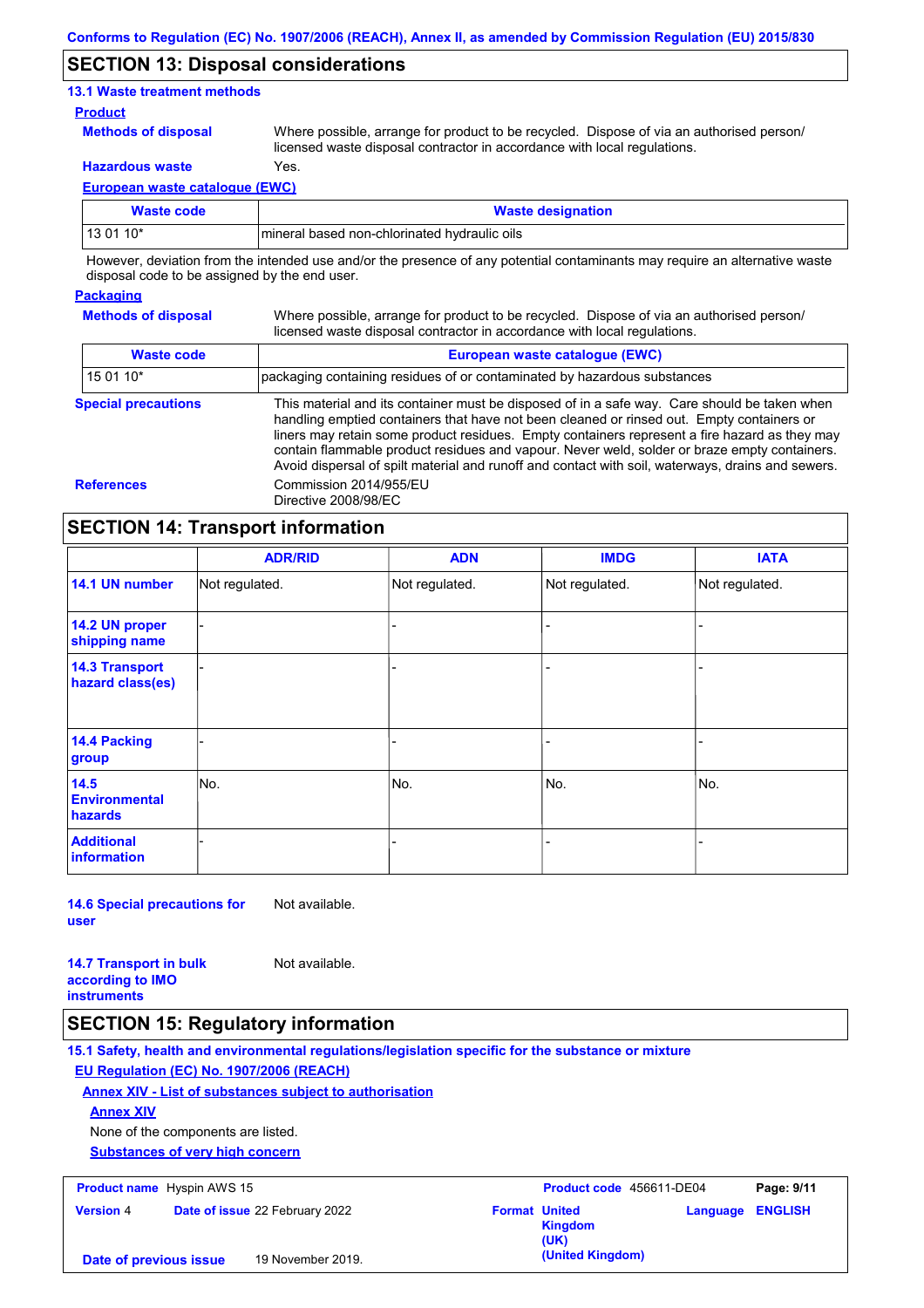## SECTION 13: Disposal considerations

### 13.1 Waste treatment methods

**Product**

**Methods of disposal** Where possible, arrange for product to be recycled. Dispose of via an authorised person/ licensed waste disposal contractor in accordance with local regulations.

**Hazardous waste** Yes.

**European waste catalogue (EWC)**

| Waste code | Waste designation |
|---|---|
| 13 01 10* | mineral based non-chlorinated hydraulic oils |

However, deviation from the intended use and/or the presence of any potential contaminants may require an alternative waste disposal code to be assigned by the end user.

**Packaging**

**Methods of disposal** Where possible, arrange for product to be recycled. Dispose of via an authorised person/ licensed waste disposal contractor in accordance with local regulations.

| Waste code | European waste catalogue (EWC) |
|---|---|
| 15 01 10* | packaging containing residues of or contaminated by hazardous substances |

**Special precautions** This material and its container must be disposed of in a safe way. Care should be taken when handling emptied containers that have not been cleaned or rinsed out. Empty containers or liners may retain some product residues. Empty containers represent a fire hazard as they may contain flammable product residues and vapour. Never weld, solder or braze empty containers. Avoid dispersal of spilt material and runoff and contact with soil, waterways, drains and sewers.

**References** Commission 2014/955/EU
Directive 2008/98/EC

## SECTION 14: Transport information

| | ADR/RID | ADN | IMDG | IATA |
|---|---|---|---|---|
| **14.1 UN number** | Not regulated. | Not regulated. | Not regulated. | Not regulated. |
| **14.2 UN proper shipping name** | - | - | - | - |
| **14.3 Transport hazard class(es)** | - | - | - | - |
| **14.4 Packing group** | - | - | - | - |
| **14.5 Environmental hazards** | No. | No. | No. | No. |
| **Additional information** | - | - | - | - |

**14.6 Special precautions for user** Not available.

**14.7 Transport in bulk according to IMO instruments** Not available.

## SECTION 15: Regulatory information

### 15.1 Safety, health and environmental regulations/legislation specific for the substance or mixture

**EU Regulation (EC) No. 1907/2006 (REACH)**

**Annex XIV - List of substances subject to authorisation**

**Annex XIV**

None of the components are listed.

**Substances of very high concern**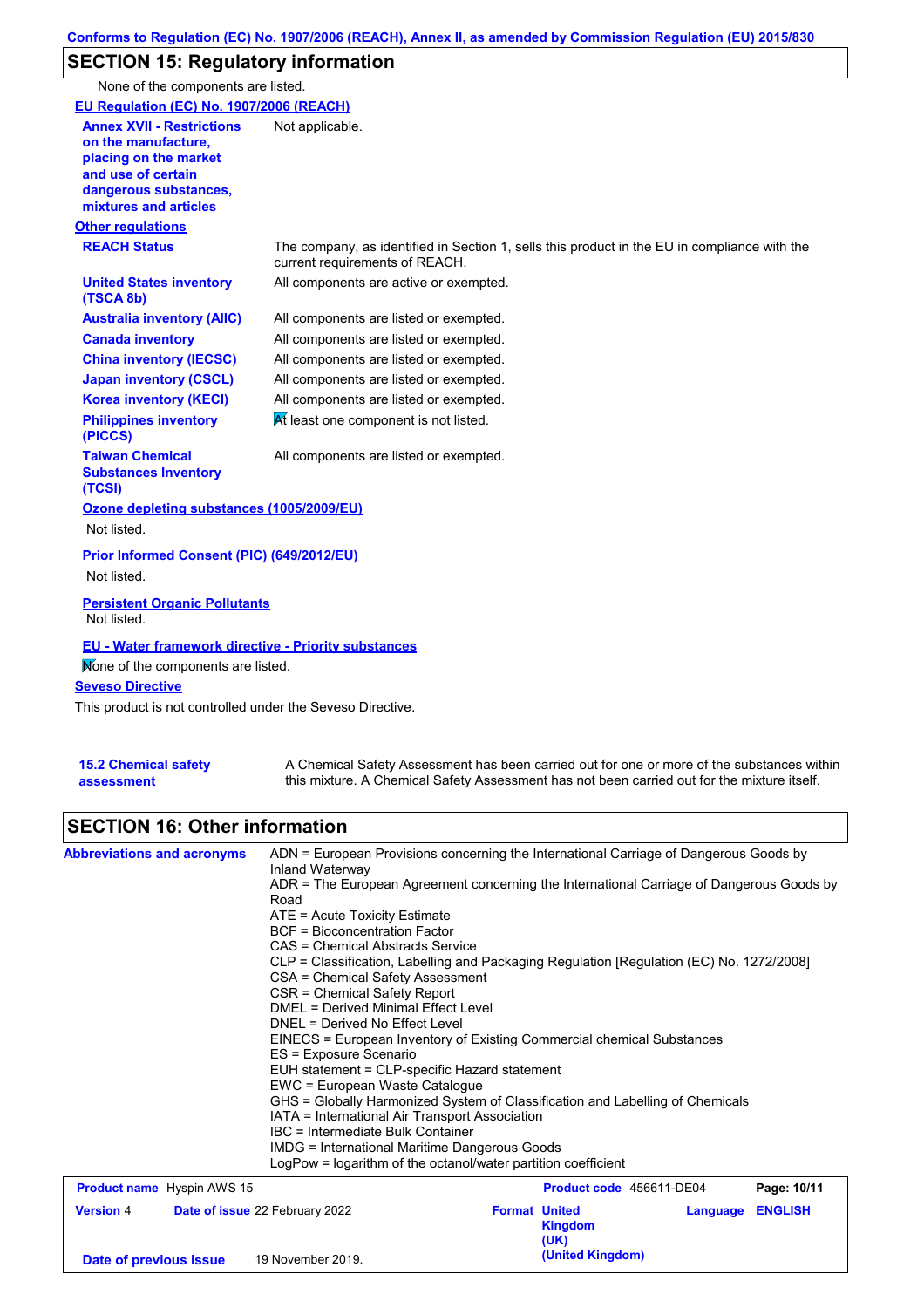## SECTION 15: Regulatory information

None of the components are listed.

**EU Regulation (EC) No. 1907/2006 (REACH)**

| | |
|---|---|
| **Annex XVII - Restrictions on the manufacture, placing on the market and use of certain dangerous substances, mixtures and articles** | Not applicable. |

**Other regulations**

| | |
|---|---|
| **REACH Status** | The company, as identified in Section 1, sells this product in the EU in compliance with the current requirements of REACH. |
| **United States inventory (TSCA 8b)** | All components are active or exempted. |
| **Australia inventory (AIIC)** | All components are listed or exempted. |
| **Canada inventory** | All components are listed or exempted. |
| **China inventory (IECSC)** | All components are listed or exempted. |
| **Japan inventory (CSCL)** | All components are listed or exempted. |
| **Korea inventory (KECI)** | All components are listed or exempted. |
| **Philippines inventory (PICCS)** | At least one component is not listed. |
| **Taiwan Chemical Substances Inventory (TCSI)** | All components are listed or exempted. |

**Ozone depleting substances (1005/2009/EU)**

Not listed.

**Prior Informed Consent (PIC) (649/2012/EU)**

Not listed.

**Persistent Organic Pollutants**

Not listed.

**EU - Water framework directive - Priority substances**

None of the components are listed.

**Seveso Directive**

This product is not controlled under the Seveso Directive.

| | |
|---|---|
| **15.2 Chemical safety assessment** | A Chemical Safety Assessment has been carried out for one or more of the substances within this mixture. A Chemical Safety Assessment has not been carried out for the mixture itself. |

## SECTION 16: Other information

**Abbreviations and acronyms**

ADN = European Provisions concerning the International Carriage of Dangerous Goods by Inland Waterway
ADR = The European Agreement concerning the International Carriage of Dangerous Goods by Road
ATE = Acute Toxicity Estimate
BCF = Bioconcentration Factor
CAS = Chemical Abstracts Service
CLP = Classification, Labelling and Packaging Regulation [Regulation (EC) No. 1272/2008]
CSA = Chemical Safety Assessment
CSR = Chemical Safety Report
DMEL = Derived Minimal Effect Level
DNEL = Derived No Effect Level
EINECS = European Inventory of Existing Commercial chemical Substances
ES = Exposure Scenario
EUH statement = CLP-specific Hazard statement
EWC = European Waste Catalogue
GHS = Globally Harmonized System of Classification and Labelling of Chemicals
IATA = International Air Transport Association
IBC = Intermediate Bulk Container
IMDG = International Maritime Dangerous Goods
LogPow = logarithm of the octanol/water partition coefficient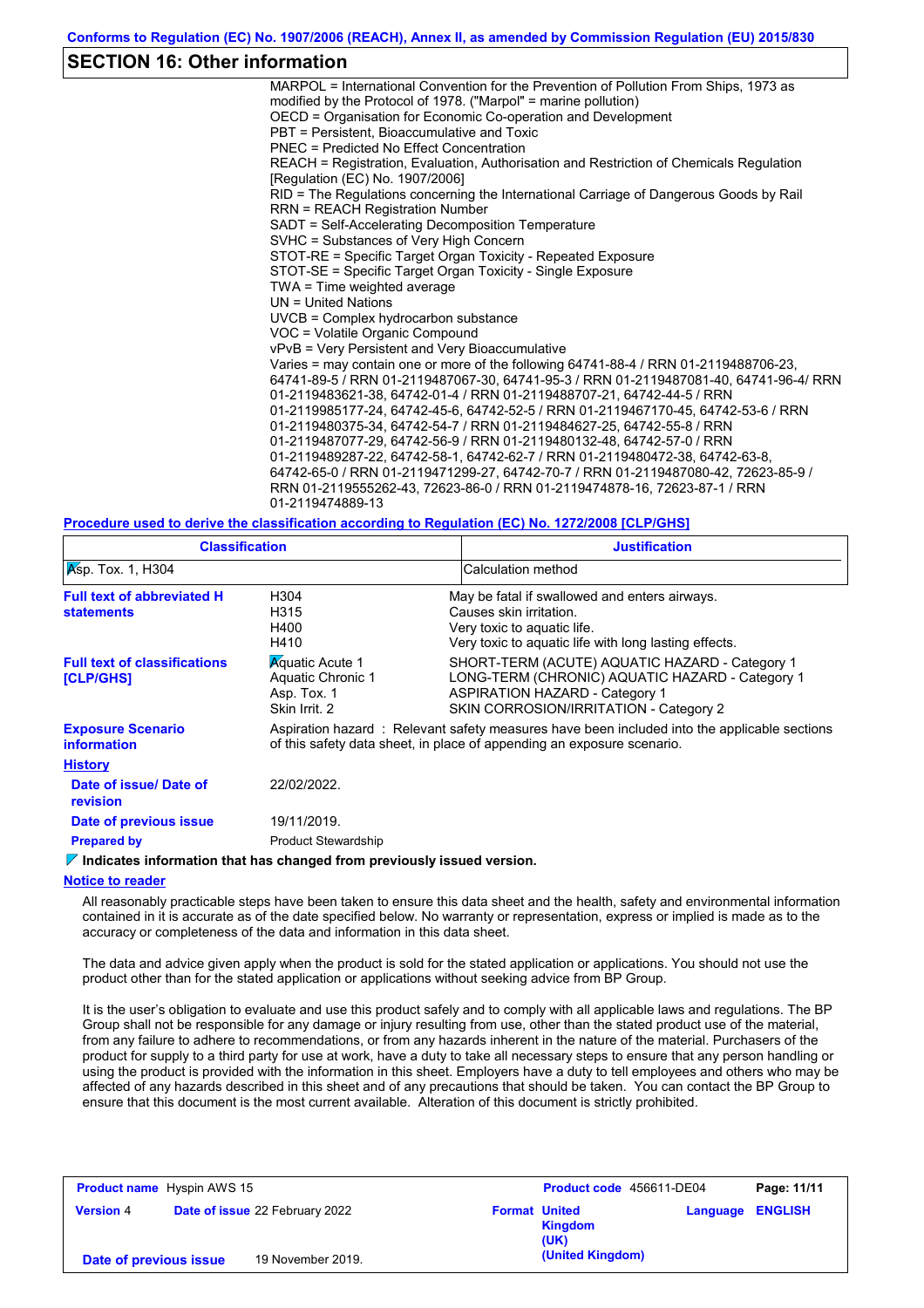## SECTION 16: Other information

MARPOL = International Convention for the Prevention of Pollution From Ships, 1973 as modified by the Protocol of 1978. ("Marpol" = marine pollution)
OECD = Organisation for Economic Co-operation and Development
PBT = Persistent, Bioaccumulative and Toxic
PNEC = Predicted No Effect Concentration
REACH = Registration, Evaluation, Authorisation and Restriction of Chemicals Regulation [Regulation (EC) No. 1907/2006]
RID = The Regulations concerning the International Carriage of Dangerous Goods by Rail
RRN = REACH Registration Number
SADT = Self-Accelerating Decomposition Temperature
SVHC = Substances of Very High Concern
STOT-RE = Specific Target Organ Toxicity - Repeated Exposure
STOT-SE = Specific Target Organ Toxicity - Single Exposure
TWA = Time weighted average
UN = United Nations
UVCB = Complex hydrocarbon substance
VOC = Volatile Organic Compound
vPvB = Very Persistent and Very Bioaccumulative
Varies = may contain one or more of the following 64741-88-4 / RRN 01-2119488706-23, 64741-89-5 / RRN 01-2119487067-30, 64741-95-3 / RRN 01-2119487081-40, 64741-96-4/ RRN 01-2119483621-38, 64742-01-4 / RRN 01-2119488707-21, 64742-44-5 / RRN 01-2119985177-24, 64742-45-6, 64742-52-5 / RRN 01-2119467170-45, 64742-53-6 / RRN 01-2119480375-34, 64742-54-7 / RRN 01-2119484627-25, 64742-55-8 / RRN 01-2119487077-29, 64742-56-9 / RRN 01-2119480132-48, 64742-57-0 / RRN 01-2119489287-22, 64742-58-1, 64742-62-7 / RRN 01-2119480472-38, 64742-63-8, 64742-65-0 / RRN 01-2119471299-27, 64742-70-7 / RRN 01-2119487080-42, 72623-85-9 / RRN 01-2119555262-43, 72623-86-0 / RRN 01-2119474878-16, 72623-87-1 / RRN 01-2119474889-13

**Procedure used to derive the classification according to Regulation (EC) No. 1272/2008 [CLP/GHS]**

| Classification | Justification |
|---|---|
| Asp. Tox. 1, H304 | Calculation method |

**Full text of abbreviated H statements**

| | |
|---|---|
| H304 | May be fatal if swallowed and enters airways. |
| H315 | Causes skin irritation. |
| H400 | Very toxic to aquatic life. |
| H410 | Very toxic to aquatic life with long lasting effects. |

**Full text of classifications [CLP/GHS]**

| | |
|---|---|
| Aquatic Acute 1 | SHORT-TERM (ACUTE) AQUATIC HAZARD - Category 1 |
| Aquatic Chronic 1 | LONG-TERM (CHRONIC) AQUATIC HAZARD - Category 1 |
| Asp. Tox. 1 | ASPIRATION HAZARD - Category 1 |
| Skin Irrit. 2 | SKIN CORROSION/IRRITATION - Category 2 |

**Exposure Scenario information**: Aspiration hazard : Relevant safety measures have been included into the applicable sections of this safety data sheet, in place of appending an exposure scenario.

**History**

**Date of issue/ Date of revision**: 22/02/2022.

**Date of previous issue**: 19/11/2019.

**Prepared by**: Product Stewardship

**Indicates information that has changed from previously issued version.**

**Notice to reader**

All reasonably practicable steps have been taken to ensure this data sheet and the health, safety and environmental information contained in it is accurate as of the date specified below. No warranty or representation, express or implied is made as to the accuracy or completeness of the data and information in this data sheet.

The data and advice given apply when the product is sold for the stated application or applications. You should not use the product other than for the stated application or applications without seeking advice from BP Group.

It is the user's obligation to evaluate and use this product safely and to comply with all applicable laws and regulations. The BP Group shall not be responsible for any damage or injury resulting from use, other than the stated product use of the material, from any failure to adhere to recommendations, or from any hazards inherent in the nature of the material. Purchasers of the product for supply to a third party for use at work, have a duty to take all necessary steps to ensure that any person handling or using the product is provided with the information in this sheet. Employers have a duty to tell employees and others who may be affected of any hazards described in this sheet and of any precautions that should be taken. You can contact the BP Group to ensure that this document is the most current available. Alteration of this document is strictly prohibited.